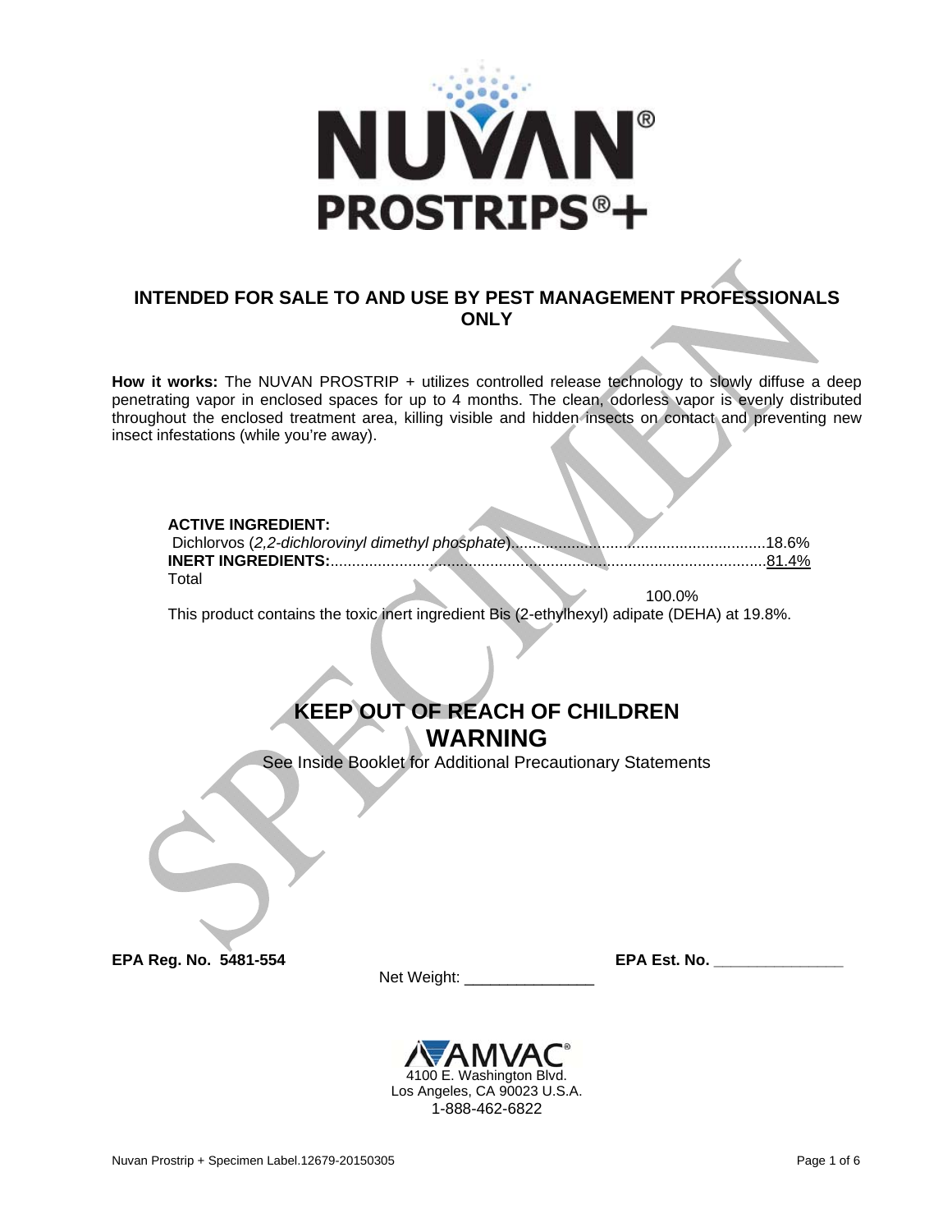# NUVAN® PROSTRIPS®+

**INTENDED FOR SALE TO AND USE BY PEST MANAGEMENT PROFESSIONALS ONLY**

**How it works:** The NUVAN PROSTRIP + utilizes controlled release technology to slowly diffuse a deep penetrating vapor in enclosed spaces for up to 4 months. The clean, odorless vapor is evenly distributed throughout the enclosed treatment area, killing visible and hidden insects on contact and preventing new insect infestations (while you're away).

**ACTIVE INGREDIENT:**
Dichlorvos (*2,2-dichlorovinyl dimethyl phosphate*).......................................................18.6%
**INERT INGREDIENTS:**..................................................................................................81.4%
Total 100.0%

This product contains the toxic inert ingredient Bis (2-ethylhexyl) adipate (DEHA) at 19.8%.

## KEEP OUT OF REACH OF CHILDREN
## WARNING

See Inside Booklet for Additional Precautionary Statements

**EPA Reg. No. 5481-554** **EPA Est. No. _______________**

Net Weight: _______________

AMVAC®
4100 E. Washington Blvd.
Los Angeles, CA 90023 U.S.A.
1-888-462-6822

Nuvan Prostrip + Specimen Label.12679-20150305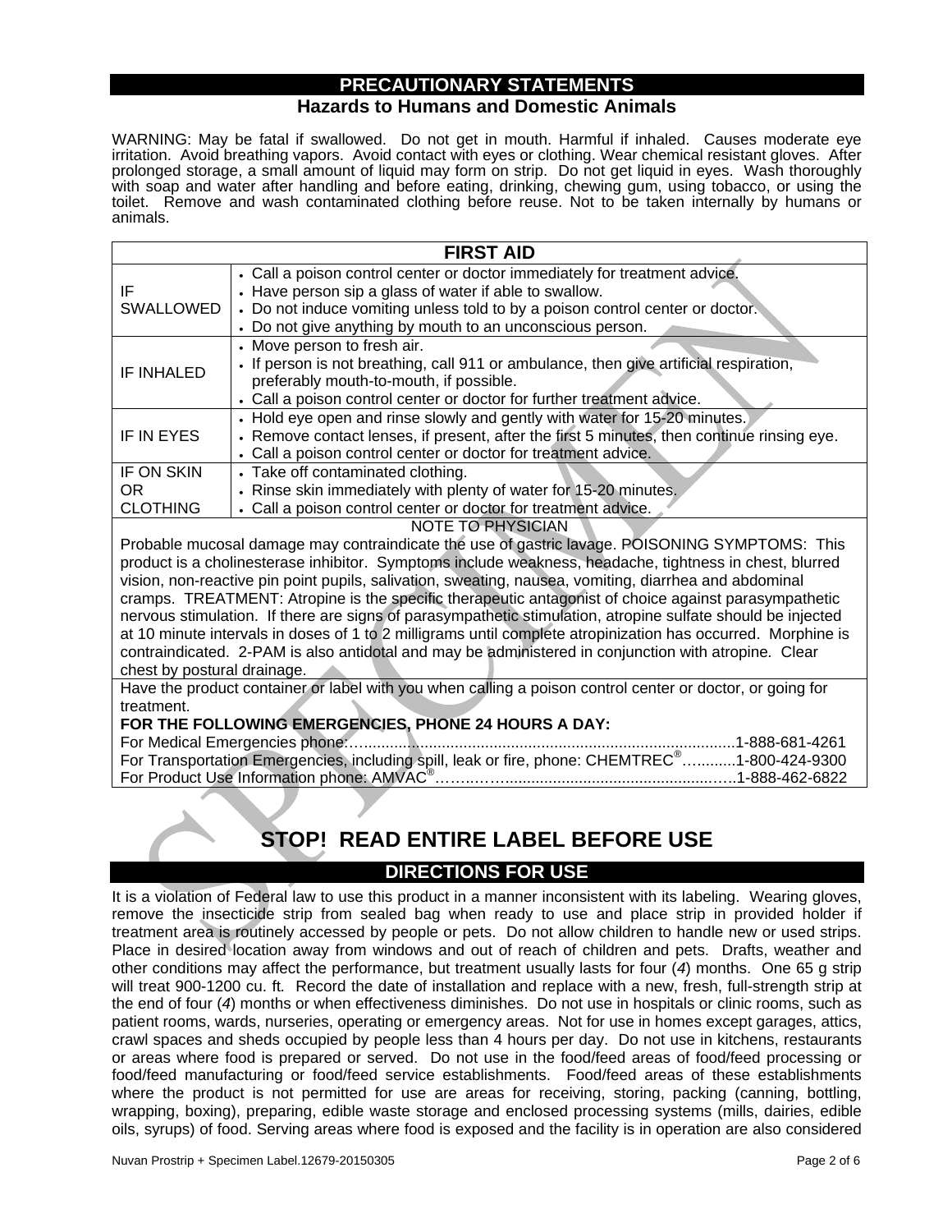## PRECAUTIONARY STATEMENTS

### Hazards to Humans and Domestic Animals

WARNING: May be fatal if swallowed. Do not get in mouth. Harmful if inhaled. Causes moderate eye irritation. Avoid breathing vapors. Avoid contact with eyes or clothing. Wear chemical resistant gloves. After prolonged storage, a small amount of liquid may form on strip. Do not get liquid in eyes. Wash thoroughly with soap and water after handling and before eating, drinking, chewing gum, using tobacco, or using the toilet. Remove and wash contaminated clothing before reuse. Not to be taken internally by humans or animals.

| FIRST AID | |
|---|---|
| IF SWALLOWED | • Call a poison control center or doctor immediately for treatment advice.<br>• Have person sip a glass of water if able to swallow.<br>• Do not induce vomiting unless told to by a poison control center or doctor.<br>• Do not give anything by mouth to an unconscious person. |
| IF INHALED | • Move person to fresh air.<br>• If person is not breathing, call 911 or ambulance, then give artificial respiration, preferably mouth-to-mouth, if possible.<br>• Call a poison control center or doctor for further treatment advice. |
| IF IN EYES | • Hold eye open and rinse slowly and gently with water for 15-20 minutes.<br>• Remove contact lenses, if present, after the first 5 minutes, then continue rinsing eye.<br>• Call a poison control center or doctor for treatment advice. |
| IF ON SKIN OR CLOTHING | • Take off contaminated clothing.<br>• Rinse skin immediately with plenty of water for 15-20 minutes.<br>• Call a poison control center or doctor for treatment advice. |

NOTE TO PHYSICIAN

Probable mucosal damage may contraindicate the use of gastric lavage. POISONING SYMPTOMS: This product is a cholinesterase inhibitor. Symptoms include weakness, headache, tightness in chest, blurred vision, non-reactive pin point pupils, salivation, sweating, nausea, vomiting, diarrhea and abdominal cramps. TREATMENT: Atropine is the specific therapeutic antagonist of choice against parasympathetic nervous stimulation. If there are signs of parasympathetic stimulation, atropine sulfate should be injected at 10 minute intervals in doses of 1 to 2 milligrams until complete atropinization has occurred. Morphine is contraindicated. 2-PAM is also antidotal and may be administered in conjunction with atropine. Clear chest by postural drainage.

Have the product container or label with you when calling a poison control center or doctor, or going for treatment.

**FOR THE FOLLOWING EMERGENCIES, PHONE 24 HOURS A DAY:**

For Medical Emergencies phone:........................................................................................1-888-681-4261
For Transportation Emergencies, including spill, leak or fire, phone: CHEMTREC®…..........1-800-424-9300
For Product Use Information phone: AMVAC®……..……..................................................…..1-888-462-6822

# STOP! READ ENTIRE LABEL BEFORE USE

## DIRECTIONS FOR USE

It is a violation of Federal law to use this product in a manner inconsistent with its labeling. Wearing gloves, remove the insecticide strip from sealed bag when ready to use and place strip in provided holder if treatment area is routinely accessed by people or pets. Do not allow children to handle new or used strips. Place in desired location away from windows and out of reach of children and pets. Drafts, weather and other conditions may affect the performance, but treatment usually lasts for four (*4*) months. One 65 g strip will treat 900-1200 cu. ft. Record the date of installation and replace with a new, fresh, full-strength strip at the end of four (*4*) months or when effectiveness diminishes. Do not use in hospitals or clinic rooms, such as patient rooms, wards, nurseries, operating or emergency areas. Not for use in homes except garages, attics, crawl spaces and sheds occupied by people less than 4 hours per day. Do not use in kitchens, restaurants or areas where food is prepared or served. Do not use in the food/feed areas of food/feed processing or food/feed manufacturing or food/feed service establishments. Food/feed areas of these establishments where the product is not permitted for use are areas for receiving, storing, packing (canning, bottling, wrapping, boxing), preparing, edible waste storage and enclosed processing systems (mills, dairies, edible oils, syrups) of food. Serving areas where food is exposed and the facility is in operation are also considered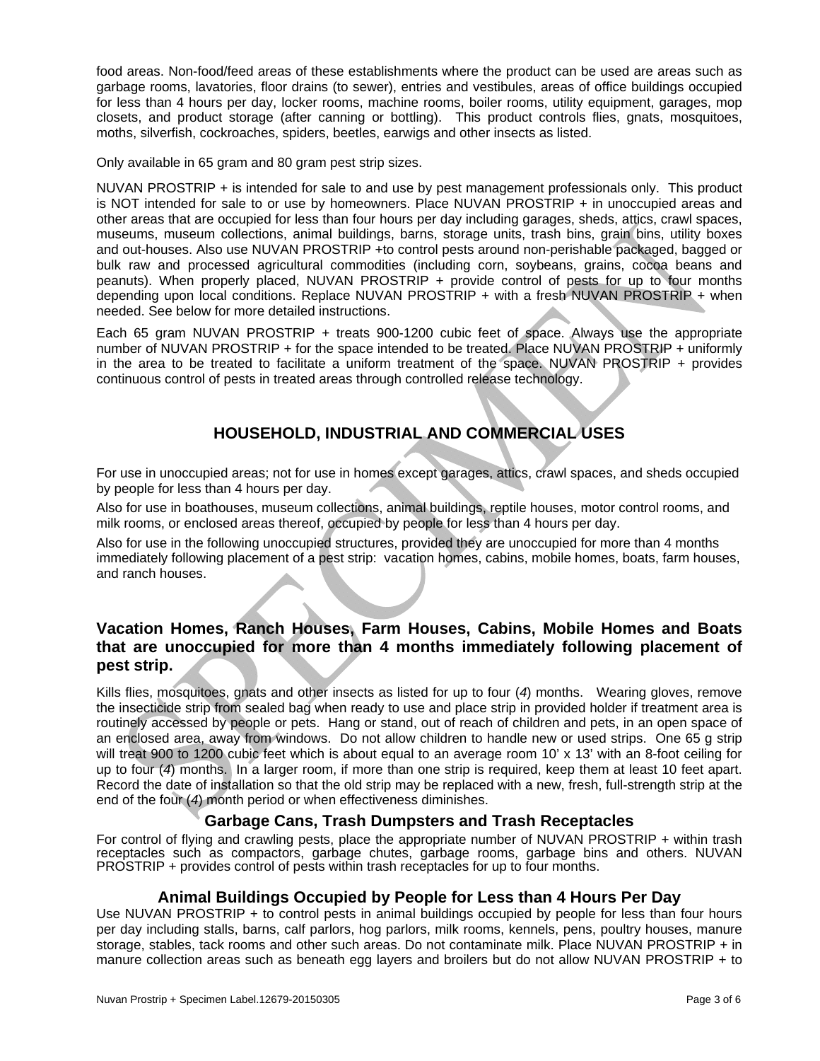food areas. Non-food/feed areas of these establishments where the product can be used are areas such as garbage rooms, lavatories, floor drains (to sewer), entries and vestibules, areas of office buildings occupied for less than 4 hours per day, locker rooms, machine rooms, boiler rooms, utility equipment, garages, mop closets, and product storage (after canning or bottling). This product controls flies, gnats, mosquitoes, moths, silverfish, cockroaches, spiders, beetles, earwigs and other insects as listed.

Only available in 65 gram and 80 gram pest strip sizes.

NUVAN PROSTRIP + is intended for sale to and use by pest management professionals only. This product is NOT intended for sale to or use by homeowners. Place NUVAN PROSTRIP + in unoccupied areas and other areas that are occupied for less than four hours per day including garages, sheds, attics, crawl spaces, museums, museum collections, animal buildings, barns, storage units, trash bins, grain bins, utility boxes and out-houses. Also use NUVAN PROSTRIP +to control pests around non-perishable packaged, bagged or bulk raw and processed agricultural commodities (including corn, soybeans, grains, cocoa beans and peanuts). When properly placed, NUVAN PROSTRIP + provide control of pests for up to four months depending upon local conditions. Replace NUVAN PROSTRIP + with a fresh NUVAN PROSTRIP + when needed. See below for more detailed instructions.

Each 65 gram NUVAN PROSTRIP + treats 900-1200 cubic feet of space. Always use the appropriate number of NUVAN PROSTRIP + for the space intended to be treated. Place NUVAN PROSTRIP + uniformly in the area to be treated to facilitate a uniform treatment of the space. NUVAN PROSTRIP + provides continuous control of pests in treated areas through controlled release technology.

## HOUSEHOLD, INDUSTRIAL AND COMMERCIAL USES

For use in unoccupied areas; not for use in homes except garages, attics, crawl spaces, and sheds occupied by people for less than 4 hours per day.

Also for use in boathouses, museum collections, animal buildings, reptile houses, motor control rooms, and milk rooms, or enclosed areas thereof, occupied by people for less than 4 hours per day.

Also for use in the following unoccupied structures, provided they are unoccupied for more than 4 months immediately following placement of a pest strip: vacation homes, cabins, mobile homes, boats, farm houses, and ranch houses.

### Vacation Homes, Ranch Houses, Farm Houses, Cabins, Mobile Homes and Boats that are unoccupied for more than 4 months immediately following placement of pest strip.

Kills flies, mosquitoes, gnats and other insects as listed for up to four (*4*) months. Wearing gloves, remove the insecticide strip from sealed bag when ready to use and place strip in provided holder if treatment area is routinely accessed by people or pets. Hang or stand, out of reach of children and pets, in an open space of an enclosed area, away from windows. Do not allow children to handle new or used strips. One 65 g strip will treat 900 to 1200 cubic feet which is about equal to an average room 10' x 13' with an 8-foot ceiling for up to four (*4*) months. In a larger room, if more than one strip is required, keep them at least 10 feet apart. Record the date of installation so that the old strip may be replaced with a new, fresh, full-strength strip at the end of the four (*4*) month period or when effectiveness diminishes.

### Garbage Cans, Trash Dumpsters and Trash Receptacles

For control of flying and crawling pests, place the appropriate number of NUVAN PROSTRIP + within trash receptacles such as compactors, garbage chutes, garbage rooms, garbage bins and others. NUVAN PROSTRIP + provides control of pests within trash receptacles for up to four months.

### Animal Buildings Occupied by People for Less than 4 Hours Per Day

Use NUVAN PROSTRIP + to control pests in animal buildings occupied by people for less than four hours per day including stalls, barns, calf parlors, hog parlors, milk rooms, kennels, pens, poultry houses, manure storage, stables, tack rooms and other such areas. Do not contaminate milk. Place NUVAN PROSTRIP + in manure collection areas such as beneath egg layers and broilers but do not allow NUVAN PROSTRIP + to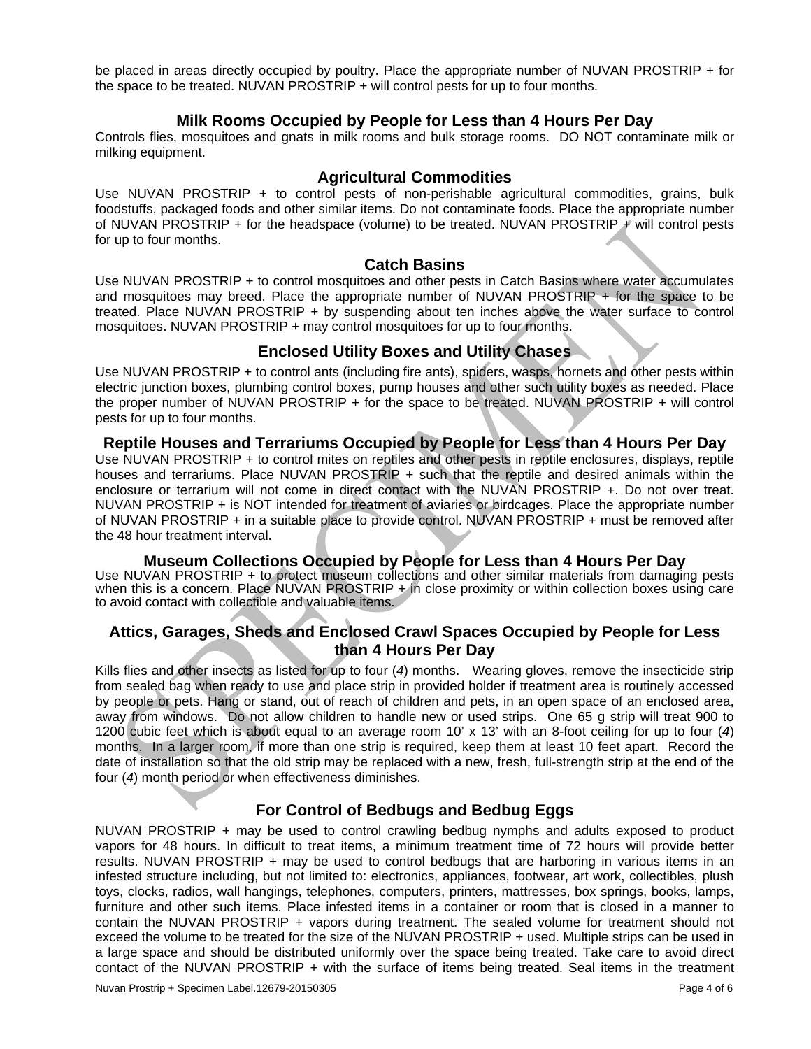be placed in areas directly occupied by poultry. Place the appropriate number of NUVAN PROSTRIP + for the space to be treated. NUVAN PROSTRIP + will control pests for up to four months.

## Milk Rooms Occupied by People for Less than 4 Hours Per Day

Controls flies, mosquitoes and gnats in milk rooms and bulk storage rooms. DO NOT contaminate milk or milking equipment.

## Agricultural Commodities

Use NUVAN PROSTRIP + to control pests of non-perishable agricultural commodities, grains, bulk foodstuffs, packaged foods and other similar items. Do not contaminate foods. Place the appropriate number of NUVAN PROSTRIP + for the headspace (volume) to be treated. NUVAN PROSTRIP + will control pests for up to four months.

## Catch Basins

Use NUVAN PROSTRIP + to control mosquitoes and other pests in Catch Basins where water accumulates and mosquitoes may breed. Place the appropriate number of NUVAN PROSTRIP + for the space to be treated. Place NUVAN PROSTRIP + by suspending about ten inches above the water surface to control mosquitoes. NUVAN PROSTRIP + may control mosquitoes for up to four months.

## Enclosed Utility Boxes and Utility Chases

Use NUVAN PROSTRIP + to control ants (including fire ants), spiders, wasps, hornets and other pests within electric junction boxes, plumbing control boxes, pump houses and other such utility boxes as needed. Place the proper number of NUVAN PROSTRIP + for the space to be treated. NUVAN PROSTRIP + will control pests for up to four months.

## Reptile Houses and Terrariums Occupied by People for Less than 4 Hours Per Day

Use NUVAN PROSTRIP + to control mites on reptiles and other pests in reptile enclosures, displays, reptile houses and terrariums. Place NUVAN PROSTRIP + such that the reptile and desired animals within the enclosure or terrarium will not come in direct contact with the NUVAN PROSTRIP +. Do not over treat. NUVAN PROSTRIP + is NOT intended for treatment of aviaries or birdcages. Place the appropriate number of NUVAN PROSTRIP + in a suitable place to provide control. NUVAN PROSTRIP + must be removed after the 48 hour treatment interval.

## Museum Collections Occupied by People for Less than 4 Hours Per Day

Use NUVAN PROSTRIP + to protect museum collections and other similar materials from damaging pests when this is a concern. Place NUVAN PROSTRIP + in close proximity or within collection boxes using care to avoid contact with collectible and valuable items.

## Attics, Garages, Sheds and Enclosed Crawl Spaces Occupied by People for Less than 4 Hours Per Day

Kills flies and other insects as listed for up to four (*4*) months. Wearing gloves, remove the insecticide strip from sealed bag when ready to use and place strip in provided holder if treatment area is routinely accessed by people or pets. Hang or stand, out of reach of children and pets, in an open space of an enclosed area, away from windows. Do not allow children to handle new or used strips. One 65 g strip will treat 900 to 1200 cubic feet which is about equal to an average room 10' x 13' with an 8-foot ceiling for up to four (*4*) months. In a larger room, if more than one strip is required, keep them at least 10 feet apart. Record the date of installation so that the old strip may be replaced with a new, fresh, full-strength strip at the end of the four (*4*) month period or when effectiveness diminishes.

## For Control of Bedbugs and Bedbug Eggs

NUVAN PROSTRIP + may be used to control crawling bedbug nymphs and adults exposed to product vapors for 48 hours. In difficult to treat items, a minimum treatment time of 72 hours will provide better results. NUVAN PROSTRIP + may be used to control bedbugs that are harboring in various items in an infested structure including, but not limited to: electronics, appliances, footwear, art work, collectibles, plush toys, clocks, radios, wall hangings, telephones, computers, printers, mattresses, box springs, books, lamps, furniture and other such items. Place infested items in a container or room that is closed in a manner to contain the NUVAN PROSTRIP + vapors during treatment. The sealed volume for treatment should not exceed the volume to be treated for the size of the NUVAN PROSTRIP + used. Multiple strips can be used in a large space and should be distributed uniformly over the space being treated. Take care to avoid direct contact of the NUVAN PROSTRIP + with the surface of items being treated. Seal items in the treatment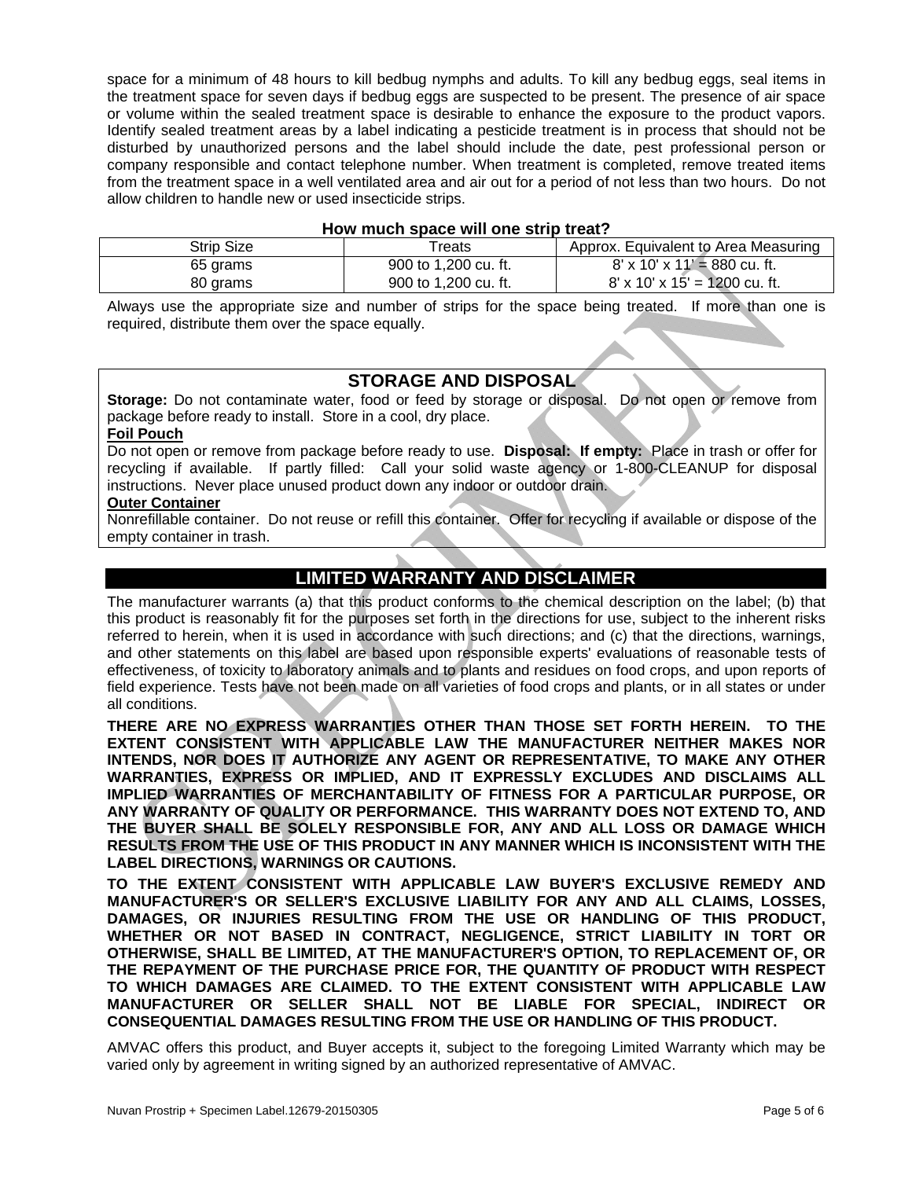space for a minimum of 48 hours to kill bedbug nymphs and adults. To kill any bedbug eggs, seal items in the treatment space for seven days if bedbug eggs are suspected to be present. The presence of air space or volume within the sealed treatment space is desirable to enhance the exposure to the product vapors. Identify sealed treatment areas by a label indicating a pesticide treatment is in process that should not be disturbed by unauthorized persons and the label should include the date, pest professional person or company responsible and contact telephone number. When treatment is completed, remove treated items from the treatment space in a well ventilated area and air out for a period of not less than two hours. Do not allow children to handle new or used insecticide strips.

**How much space will one strip treat?**

| Strip Size | Treats | Approx. Equivalent to Area Measuring |
|---|---|---|
| 65 grams | 900 to 1,200 cu. ft. | 8' x 10' x 11' = 880 cu. ft. |
| 80 grams | 900 to 1,200 cu. ft. | 8' x 10' x 15' = 1200 cu. ft. |

Always use the appropriate size and number of strips for the space being treated. If more than one is required, distribute them over the space equally.

## STORAGE AND DISPOSAL

**Storage:** Do not contaminate water, food or feed by storage or disposal. Do not open or remove from package before ready to install. Store in a cool, dry place.

**Foil Pouch**

Do not open or remove from package before ready to use. **Disposal: If empty:** Place in trash or offer for recycling if available. If partly filled: Call your solid waste agency or 1-800-CLEANUP for disposal instructions. Never place unused product down any indoor or outdoor drain.

**Outer Container**

Nonrefillable container. Do not reuse or refill this container. Offer for recycling if available or dispose of the empty container in trash.

## LIMITED WARRANTY AND DISCLAIMER

The manufacturer warrants (a) that this product conforms to the chemical description on the label; (b) that this product is reasonably fit for the purposes set forth in the directions for use, subject to the inherent risks referred to herein, when it is used in accordance with such directions; and (c) that the directions, warnings, and other statements on this label are based upon responsible experts' evaluations of reasonable tests of effectiveness, of toxicity to laboratory animals and to plants and residues on food crops, and upon reports of field experience. Tests have not been made on all varieties of food crops and plants, or in all states or under all conditions.

**THERE ARE NO EXPRESS WARRANTIES OTHER THAN THOSE SET FORTH HEREIN. TO THE EXTENT CONSISTENT WITH APPLICABLE LAW THE MANUFACTURER NEITHER MAKES NOR INTENDS, NOR DOES IT AUTHORIZE ANY AGENT OR REPRESENTATIVE, TO MAKE ANY OTHER WARRANTIES, EXPRESS OR IMPLIED, AND IT EXPRESSLY EXCLUDES AND DISCLAIMS ALL IMPLIED WARRANTIES OF MERCHANTABILITY OF FITNESS FOR A PARTICULAR PURPOSE, OR ANY WARRANTY OF QUALITY OR PERFORMANCE. THIS WARRANTY DOES NOT EXTEND TO, AND THE BUYER SHALL BE SOLELY RESPONSIBLE FOR, ANY AND ALL LOSS OR DAMAGE WHICH RESULTS FROM THE USE OF THIS PRODUCT IN ANY MANNER WHICH IS INCONSISTENT WITH THE LABEL DIRECTIONS, WARNINGS OR CAUTIONS.**

**TO THE EXTENT CONSISTENT WITH APPLICABLE LAW BUYER'S EXCLUSIVE REMEDY AND MANUFACTURER'S OR SELLER'S EXCLUSIVE LIABILITY FOR ANY AND ALL CLAIMS, LOSSES, DAMAGES, OR INJURIES RESULTING FROM THE USE OR HANDLING OF THIS PRODUCT, WHETHER OR NOT BASED IN CONTRACT, NEGLIGENCE, STRICT LIABILITY IN TORT OR OTHERWISE, SHALL BE LIMITED, AT THE MANUFACTURER'S OPTION, TO REPLACEMENT OF, OR THE REPAYMENT OF THE PURCHASE PRICE FOR, THE QUANTITY OF PRODUCT WITH RESPECT TO WHICH DAMAGES ARE CLAIMED. TO THE EXTENT CONSISTENT WITH APPLICABLE LAW MANUFACTURER OR SELLER SHALL NOT BE LIABLE FOR SPECIAL, INDIRECT OR CONSEQUENTIAL DAMAGES RESULTING FROM THE USE OR HANDLING OF THIS PRODUCT.**

AMVAC offers this product, and Buyer accepts it, subject to the foregoing Limited Warranty which may be varied only by agreement in writing signed by an authorized representative of AMVAC.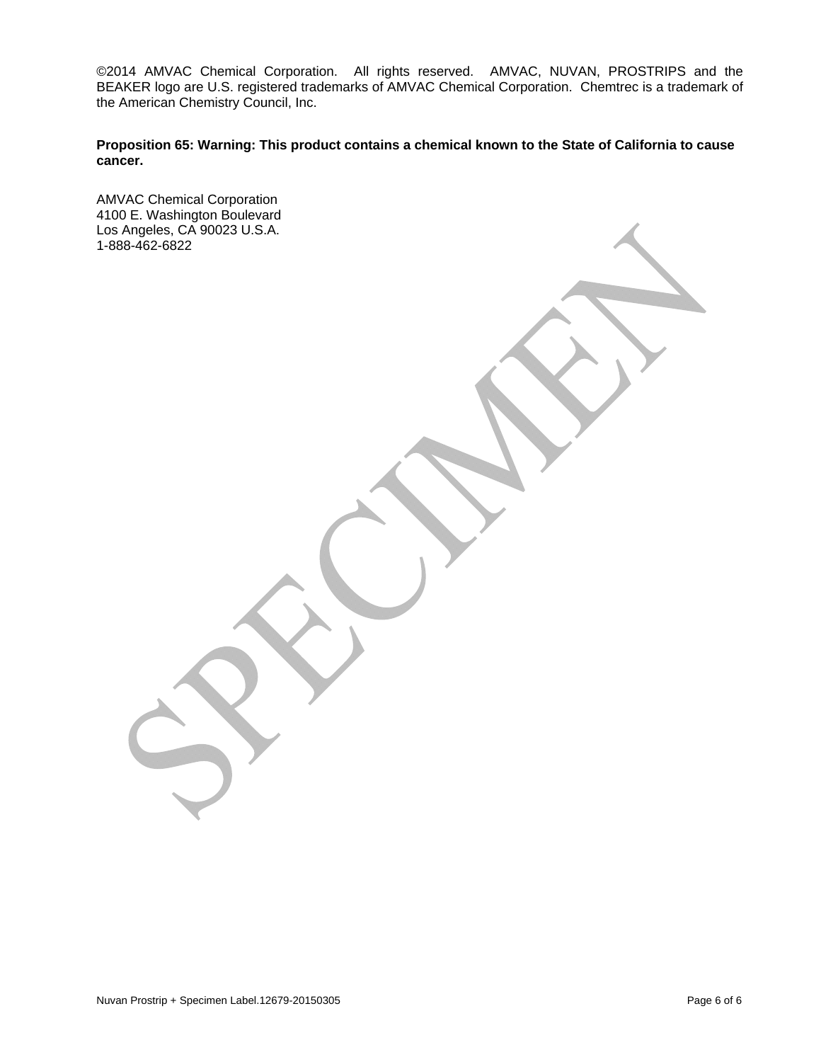©2014 AMVAC Chemical Corporation. All rights reserved. AMVAC, NUVAN, PROSTRIPS and the BEAKER logo are U.S. registered trademarks of AMVAC Chemical Corporation. Chemtrec is a trademark of the American Chemistry Council, Inc.

**Proposition 65: Warning: This product contains a chemical known to the State of California to cause cancer.**

AMVAC Chemical Corporation
4100 E. Washington Boulevard
Los Angeles, CA 90023 U.S.A.
1-888-462-6822